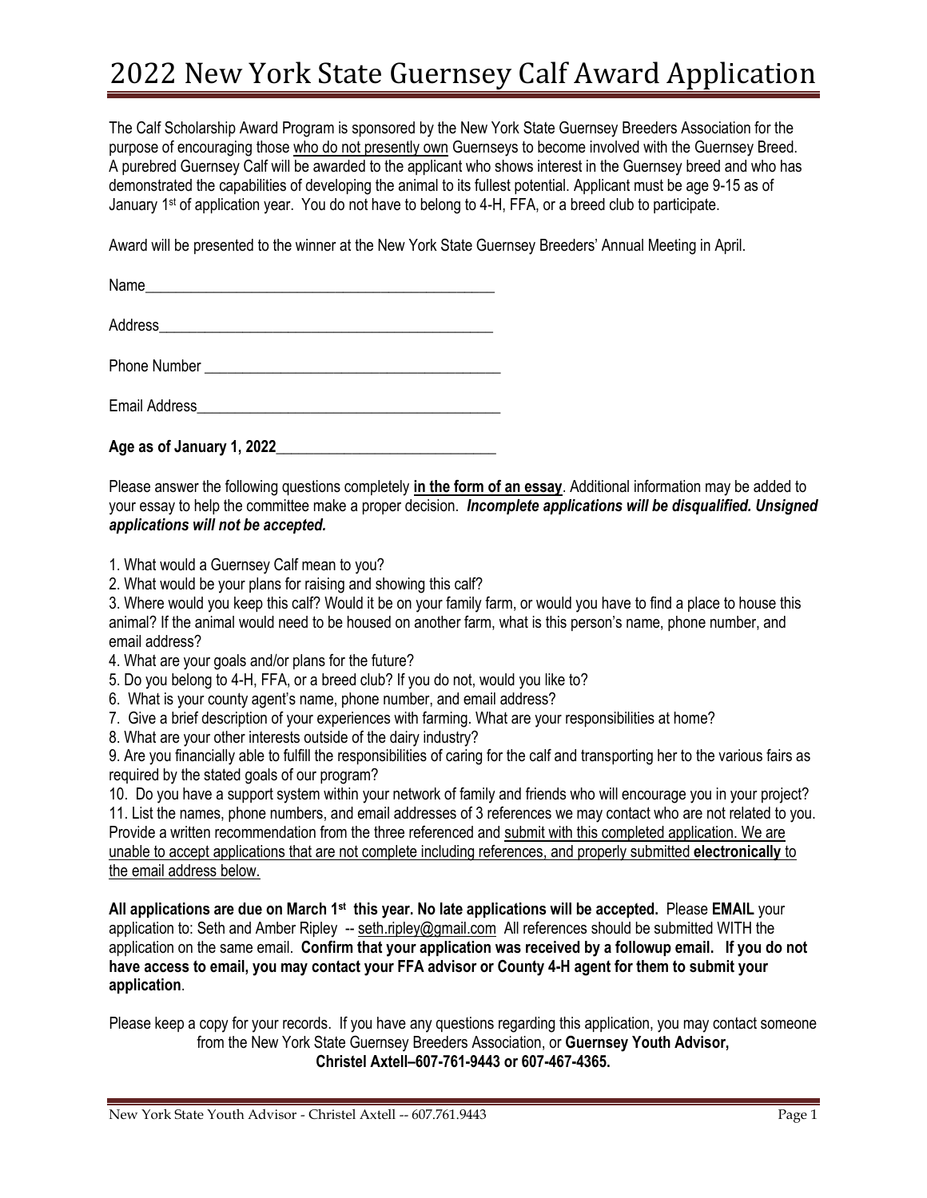# 2022 New York State Guernsey Calf Award Application

The Calf Scholarship Award Program is sponsored by the New York State Guernsey Breeders Association for the purpose of encouraging those <u>who do not presently own</u> Guernseys to become involved with the Guernsey Breed. A purebred Guernsey Calf will be awarded to the applicant who shows interest in the Guernsey breed and who has demonstrated the capabilities of developing the animal to its fullest potential. Applicant must be age 9-15 as of January 1st of application year. You do not have to belong to 4-H, FFA, or a breed club to participate.

Award will be presented to the winner at the New York State Guernsey Breeders' Annual Meeting in April.

Name_______________________________________________

Address_____________________________________________

Phone Number ________________________________________

Email Address________________________________________

**Age as of January 1, 2022**_____________________________

Please answer the following questions completely **<u>in the form of an essay</u>**. Additional information may be added to your essay to help the committee make a proper decision. ***Incomplete applications will be disqualified. Unsigned applications will not be accepted.***

1. What would a Guernsey Calf mean to you?
2. What would be your plans for raising and showing this calf?
3. Where would you keep this calf? Would it be on your family farm, or would you have to find a place to house this animal? If the animal would need to be housed on another farm, what is this person's name, phone number, and email address?
4. What are your goals and/or plans for the future?
5. Do you belong to 4-H, FFA, or a breed club? If you do not, would you like to?
6. What is your county agent's name, phone number, and email address?
7. Give a brief description of your experiences with farming. What are your responsibilities at home?
8. What are your other interests outside of the dairy industry?
9. Are you financially able to fulfill the responsibilities of caring for the calf and transporting her to the various fairs as required by the stated goals of our program?
10. Do you have a support system within your network of family and friends who will encourage you in your project?
11. List the names, phone numbers, and email addresses of 3 references we may contact who are not related to you. Provide a written recommendation from the three referenced and <u>submit with this completed application. We are unable to accept applications that are not complete including references, and properly submitted **electronically** to the email address below.</u>

**All applications are due on March 1st this year. No late applications will be accepted.** Please **EMAIL** your application to: Seth and Amber Ripley -- <u>seth.ripley@gmail.com</u> All references should be submitted WITH the application on the same email. **Confirm that your application was received by a followup email. If you do not have access to email, you may contact your FFA advisor or County 4-H agent for them to submit your application**.

Please keep a copy for your records. If you have any questions regarding this application, you may contact someone from the New York State Guernsey Breeders Association, or **Guernsey Youth Advisor, Christel Axtell–607-761-9443 or 607-467-4365.**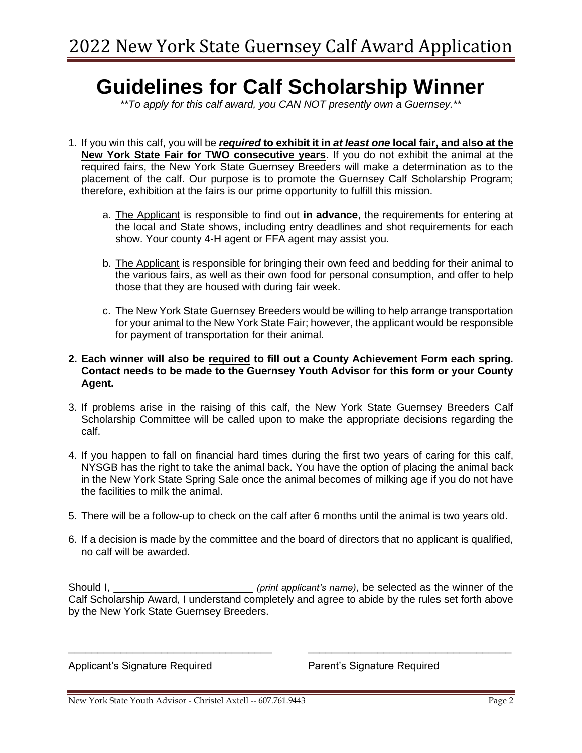# 2022 New York State Guernsey Calf Award Application

## Guidelines for Calf Scholarship Winner

*\*\*To apply for this calf award, you CAN NOT presently own a Guernsey.\*\**

1. If you win this calf, you will be ***required*** **to exhibit it in** ***at least one*** **local fair, and also at the New York State Fair for TWO consecutive years**. If you do not exhibit the animal at the required fairs, the New York State Guernsey Breeders will make a determination as to the placement of the calf. Our purpose is to promote the Guernsey Calf Scholarship Program; therefore, exhibition at the fairs is our prime opportunity to fulfill this mission.

   a. The Applicant is responsible to find out **in advance**, the requirements for entering at the local and State shows, including entry deadlines and shot requirements for each show. Your county 4-H agent or FFA agent may assist you.

   b. The Applicant is responsible for bringing their own feed and bedding for their animal to the various fairs, as well as their own food for personal consumption, and offer to help those that they are housed with during fair week.

   c. The New York State Guernsey Breeders would be willing to help arrange transportation for your animal to the New York State Fair; however, the applicant would be responsible for payment of transportation for their animal.

2. **Each winner will also be required to fill out a County Achievement Form each spring. Contact needs to be made to the Guernsey Youth Advisor for this form or your County Agent.**

3. If problems arise in the raising of this calf, the New York State Guernsey Breeders Calf Scholarship Committee will be called upon to make the appropriate decisions regarding the calf.

4. If you happen to fall on financial hard times during the first two years of caring for this calf, NYSGB has the right to take the animal back. You have the option of placing the animal back in the New York State Spring Sale once the animal becomes of milking age if you do not have the facilities to milk the animal.

5. There will be a follow-up to check on the calf after 6 months until the animal is two years old.

6. If a decision is made by the committee and the board of directors that no applicant is qualified, no calf will be awarded.

Should I, ________________________ *(print applicant's name)*, be selected as the winner of the Calf Scholarship Award, I understand completely and agree to abide by the rules set forth above by the New York State Guernsey Breeders.

___________________________________ ___________________________________

Applicant's Signature Required Parent's Signature Required

New York State Youth Advisor - Christel Axtell -- 607.761.9443